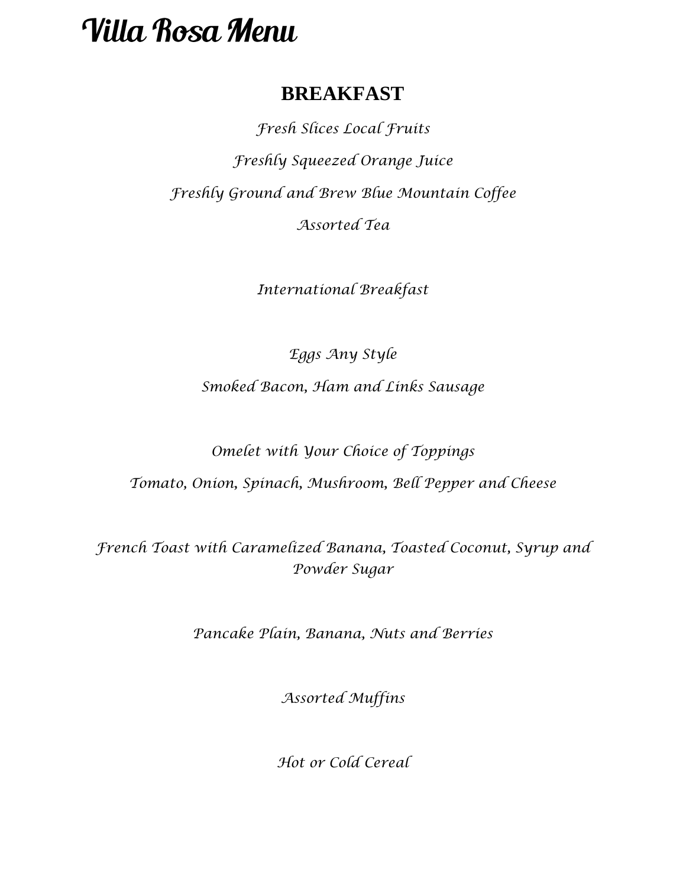# Villa Rosa Menu

## BREAKFAST

*Fresh Slices Local Fruits*

*Freshly Squeezed Orange Juice*

*Freshly Ground and Brew Blue Mountain Coffee*

*Assorted Tea*

*International Breakfast*

*Eggs Any Style*

*Smoked Bacon, Ham and Links Sausage*

*Omelet with Your Choice of Toppings*

*Tomato, Onion, Spinach, Mushroom, Bell Pepper and Cheese*

*French Toast with Caramelized Banana, Toasted Coconut, Syrup and Powder Sugar*

*Pancake Plain, Banana, Nuts and Berries*

*Assorted Muffins*

*Hot or Cold Cereal*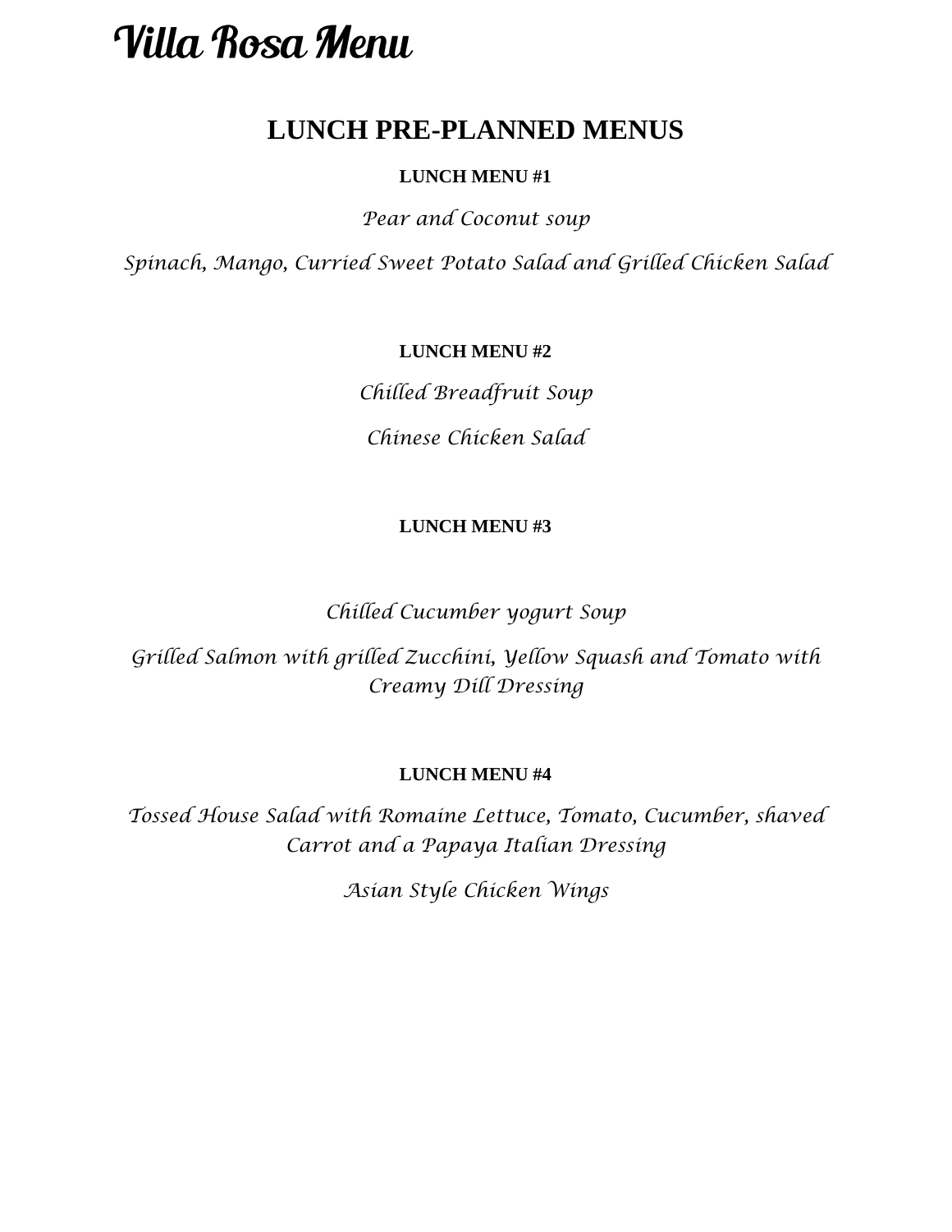# Villa Rosa Menu

## LUNCH PRE-PLANNED MENUS

### LUNCH MENU #1

*Pear and Coconut soup*

*Spinach, Mango, Curried Sweet Potato Salad and Grilled Chicken Salad*

### LUNCH MENU #2

*Chilled Breadfruit Soup*

*Chinese Chicken Salad*

### LUNCH MENU #3

*Chilled Cucumber yogurt Soup*

*Grilled Salmon with grilled Zucchini, Yellow Squash and Tomato with Creamy Dill Dressing*

### LUNCH MENU #4

*Tossed House Salad with Romaine Lettuce, Tomato, Cucumber, shaved Carrot and a Papaya Italian Dressing*

*Asian Style Chicken Wings*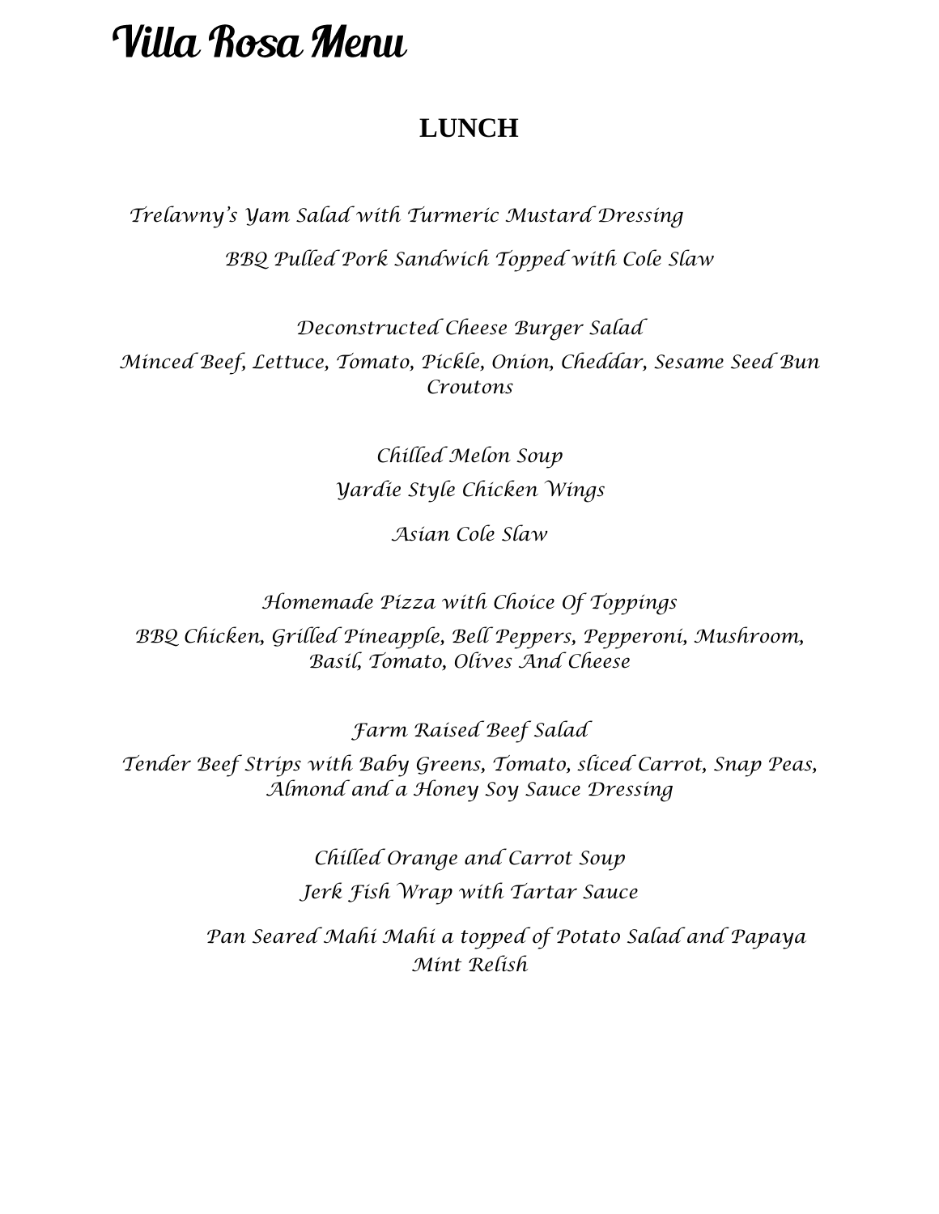# Villa Rosa Menu

## LUNCH

*Trelawny's Yam Salad with Turmeric Mustard Dressing*

*BBQ Pulled Pork Sandwich Topped with Cole Slaw*

*Deconstructed Cheese Burger Salad*

*Minced Beef, Lettuce, Tomato, Pickle, Onion, Cheddar, Sesame Seed Bun Croutons*

*Chilled Melon Soup*

*Yardie Style Chicken Wings*

*Asian Cole Slaw*

*Homemade Pizza with Choice Of Toppings*

*BBQ Chicken, Grilled Pineapple, Bell Peppers, Pepperoni, Mushroom, Basil, Tomato, Olives And Cheese*

*Farm Raised Beef Salad*

*Tender Beef Strips with Baby Greens, Tomato, sliced Carrot, Snap Peas, Almond and a Honey Soy Sauce Dressing*

*Chilled Orange and Carrot Soup*

*Jerk Fish Wrap with Tartar Sauce*

*Pan Seared Mahi Mahi a topped of Potato Salad and Papaya Mint Relish*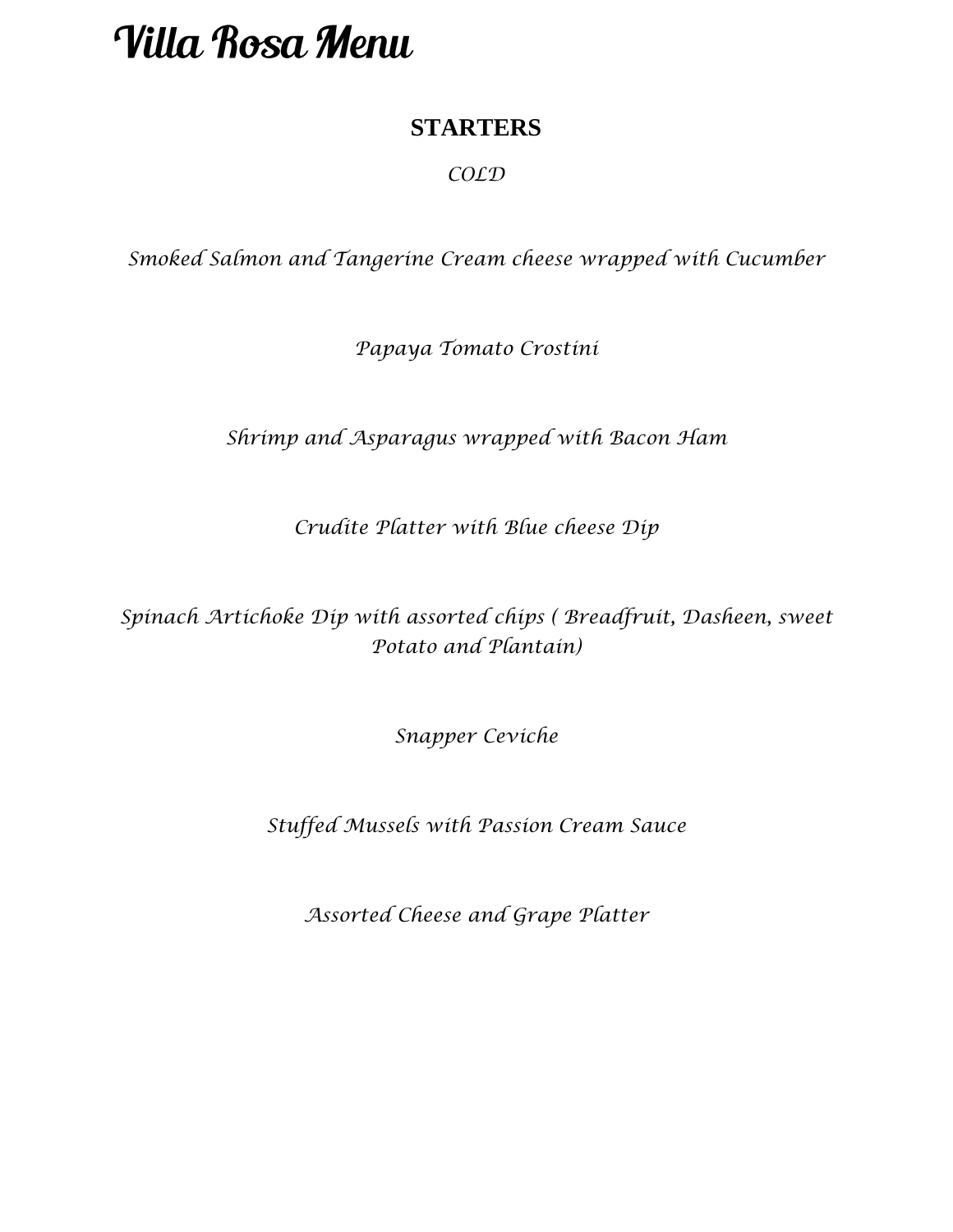# Villa Rosa Menu

## STARTERS

*COLD*

*Smoked Salmon and Tangerine Cream cheese wrapped with Cucumber*

*Papaya Tomato Crostini*

*Shrimp and Asparagus wrapped with Bacon Ham*

*Crudite Platter with Blue cheese Dip*

*Spinach Artichoke Dip with assorted chips ( Breadfruit, Dasheen, sweet Potato and Plantain)*

*Snapper Ceviche*

*Stuffed Mussels with Passion Cream Sauce*

*Assorted Cheese and Grape Platter*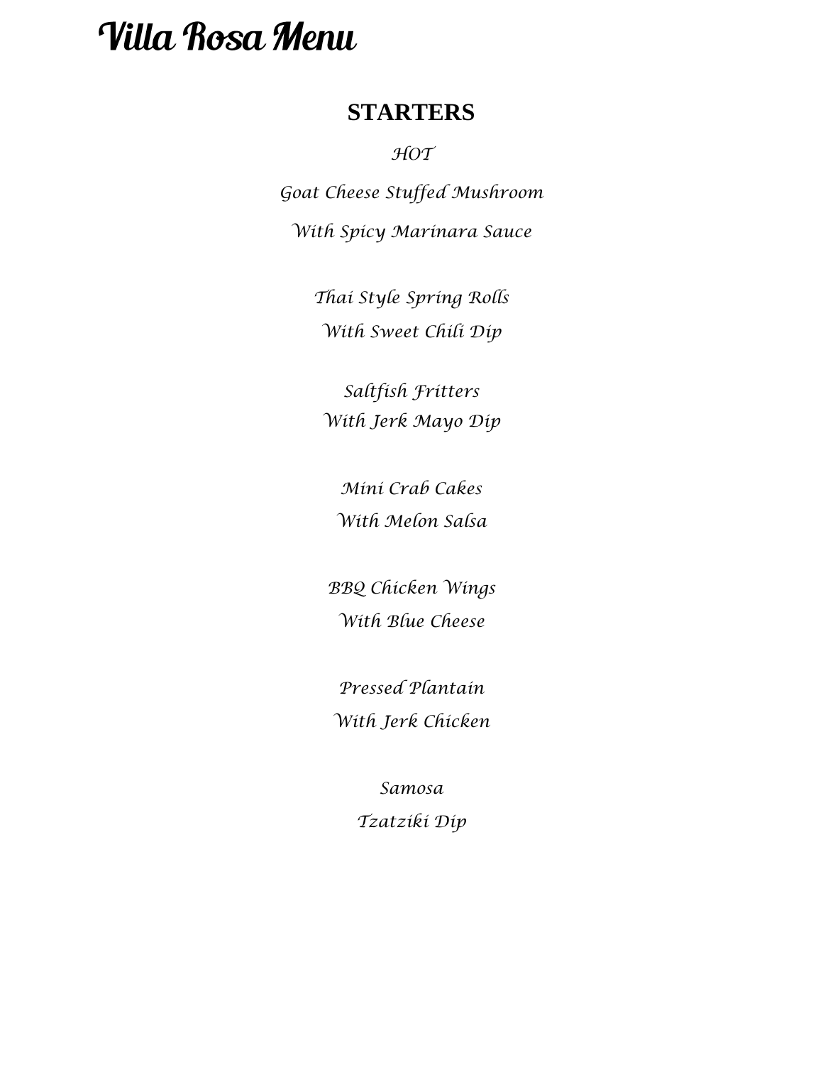# Villa Rosa Menu

## STARTERS

*HOT*

*Goat Cheese Stuffed Mushroom*

*With Spicy Marinara Sauce*

*Thai Style Spring Rolls*

*With Sweet Chili Dip*

*Saltfish Fritters*

*With Jerk Mayo Dip*

*Mini Crab Cakes*

*With Melon Salsa*

*BBQ Chicken Wings*

*With Blue Cheese*

*Pressed Plantain*

*With Jerk Chicken*

*Samosa*

*Tzatziki Dip*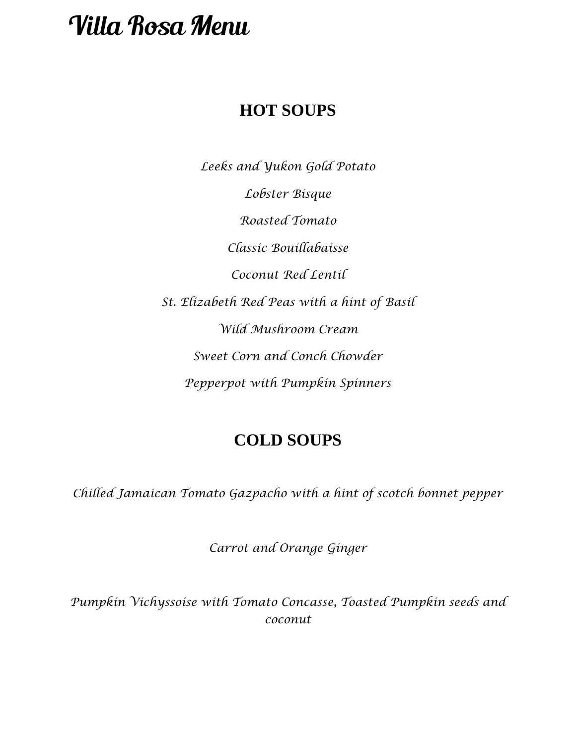# Villa Rosa Menu

## HOT SOUPS

*Leeks and Yukon Gold Potato*

*Lobster Bisque*

*Roasted Tomato*

*Classic Bouillabaisse*

*Coconut Red Lentil*

*St. Elizabeth Red Peas with a hint of Basil*

*Wild Mushroom Cream*

*Sweet Corn and Conch Chowder*

*Pepperpot with Pumpkin Spinners*

## COLD SOUPS

*Chilled Jamaican Tomato Gazpacho with a hint of scotch bonnet pepper*

*Carrot and Orange Ginger*

*Pumpkin Vichyssoise with Tomato Concasse, Toasted Pumpkin seeds and coconut*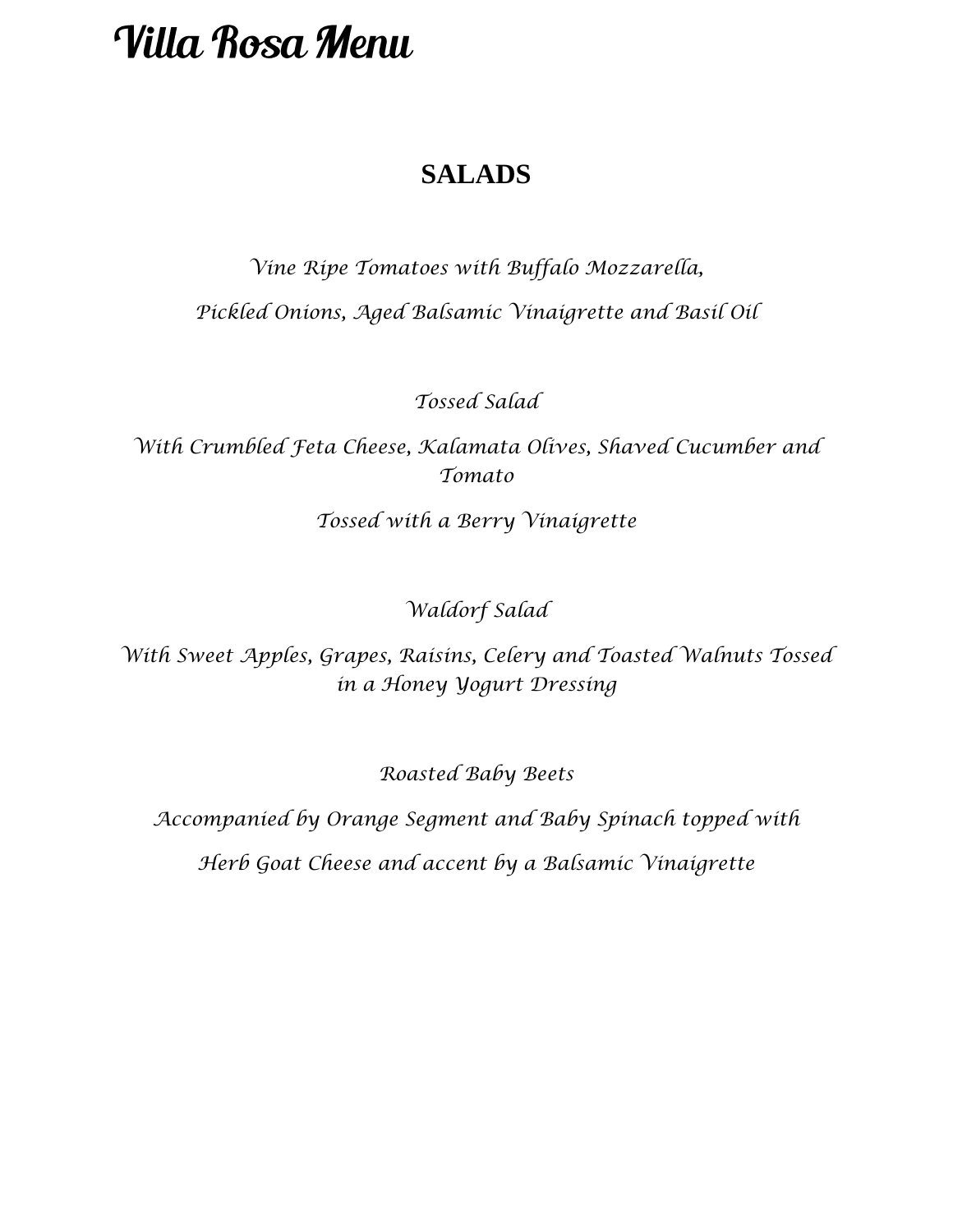# Villa Rosa Menu

## SALADS

*Vine Ripe Tomatoes with Buffalo Mozzarella,*

*Pickled Onions, Aged Balsamic Vinaigrette and Basil Oil*

*Tossed Salad*

*With Crumbled Feta Cheese, Kalamata Olives, Shaved Cucumber and Tomato*

*Tossed with a Berry Vinaigrette*

*Waldorf Salad*

*With Sweet Apples, Grapes, Raisins, Celery and Toasted Walnuts Tossed in a Honey Yogurt Dressing*

*Roasted Baby Beets*

*Accompanied by Orange Segment and Baby Spinach topped with*

*Herb Goat Cheese and accent by a Balsamic Vinaigrette*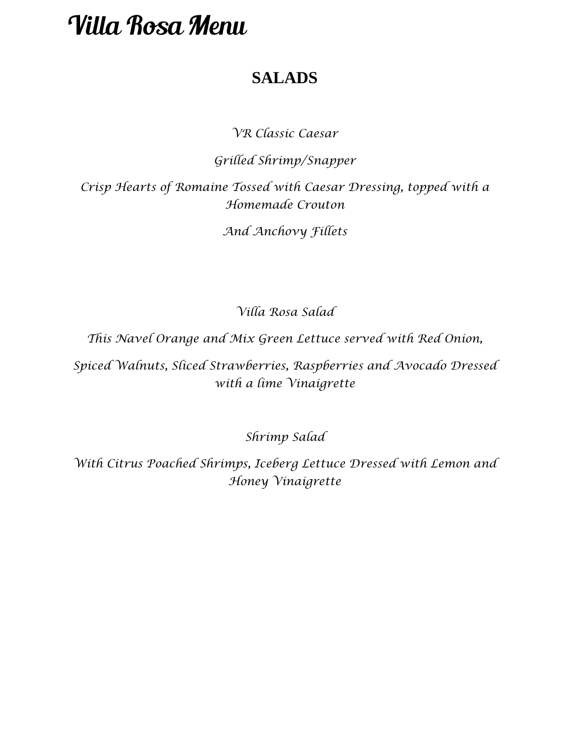# Villa Rosa Menu

## SALADS

*VR Classic Caesar*

*Grilled Shrimp/Snapper*

*Crisp Hearts of Romaine Tossed with Caesar Dressing, topped with a Homemade Crouton*

*And Anchovy Fillets*

*Villa Rosa Salad*

*This Navel Orange and Mix Green Lettuce served with Red Onion,*

*Spiced Walnuts, Sliced Strawberries, Raspberries and Avocado Dressed with a lime Vinaigrette*

*Shrimp Salad*

*With Citrus Poached Shrimps, Iceberg Lettuce Dressed with Lemon and Honey Vinaigrette*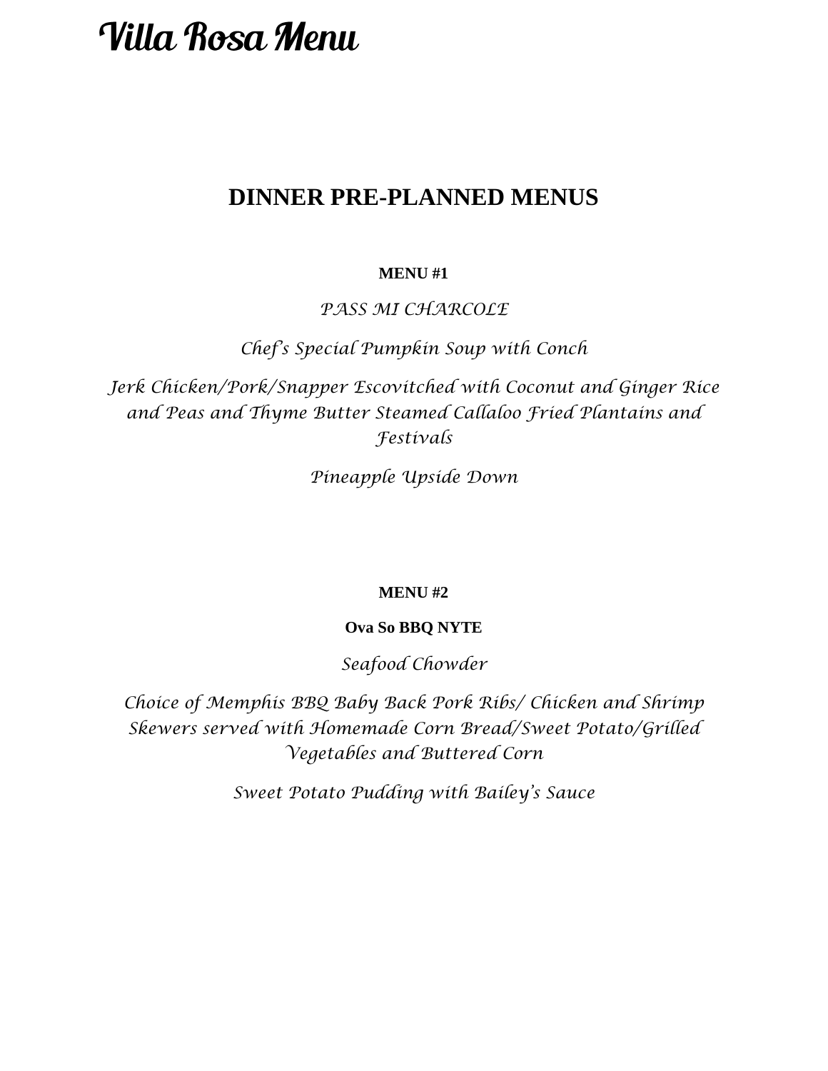# Villa Rosa Menu

## DINNER PRE-PLANNED MENUS

**MENU #1**

*PASS MI CHARCOLE*

*Chef's Special Pumpkin Soup with Conch*

*Jerk Chicken/Pork/Snapper Escovitched with Coconut and Ginger Rice and Peas and Thyme Butter Steamed Callaloo Fried Plantains and Festivals*

*Pineapple Upside Down*

**MENU #2**

**Ova So BBQ NYTE**

*Seafood Chowder*

*Choice of Memphis BBQ Baby Back Pork Ribs/ Chicken and Shrimp Skewers served with Homemade Corn Bread/Sweet Potato/Grilled Vegetables and Buttered Corn*

*Sweet Potato Pudding with Bailey's Sauce*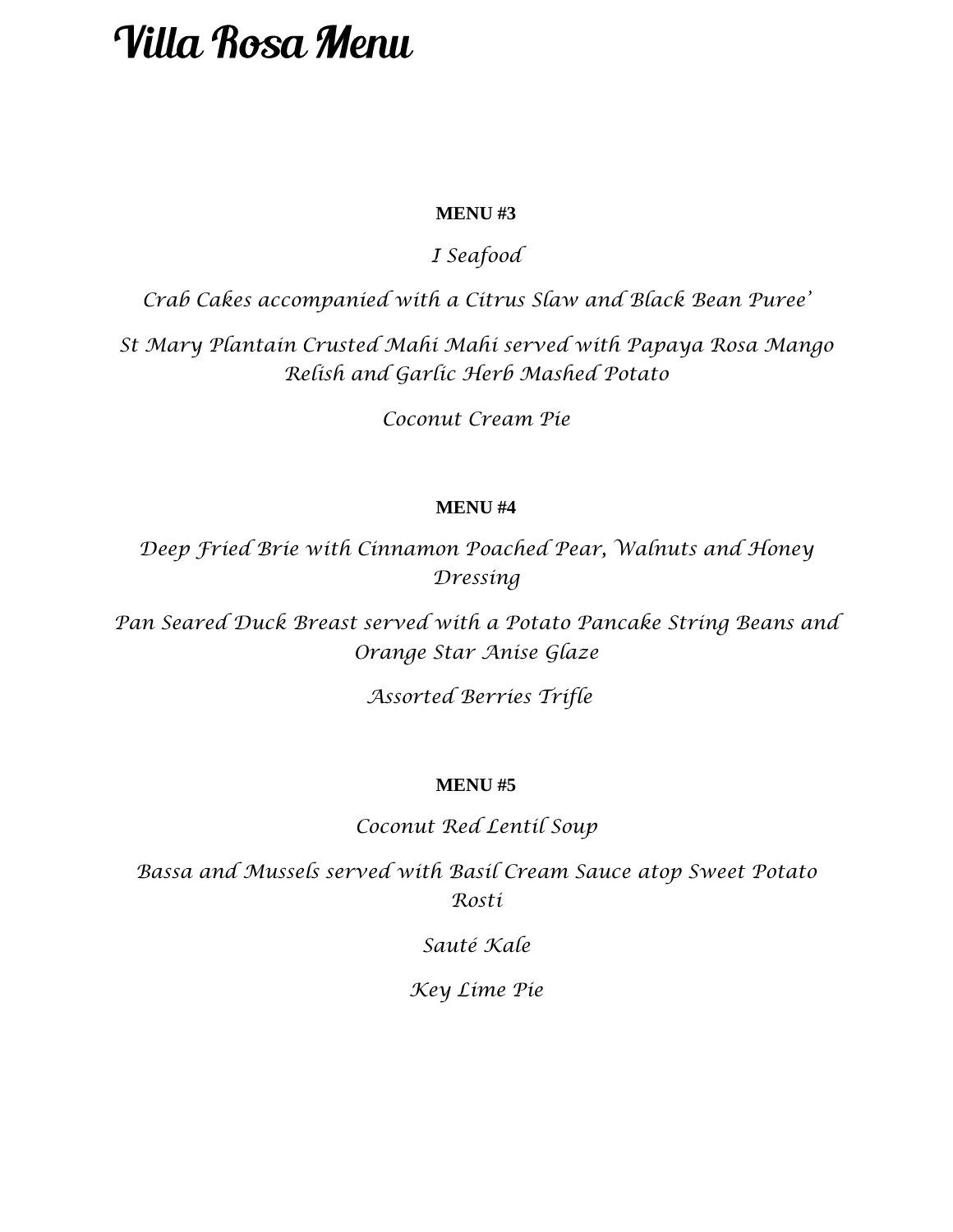# Villa Rosa Menu

**MENU #3**

*I Seafood*

*Crab Cakes accompanied with a Citrus Slaw and Black Bean Puree'*

*St Mary Plantain Crusted Mahi Mahi served with Papaya Rosa Mango Relish and Garlic Herb Mashed Potato*

*Coconut Cream Pie*

**MENU #4**

*Deep Fried Brie with Cinnamon Poached Pear, Walnuts and Honey Dressing*

*Pan Seared Duck Breast served with a Potato Pancake String Beans and Orange Star Anise Glaze*

*Assorted Berries Trifle*

**MENU #5**

*Coconut Red Lentil Soup*

*Bassa and Mussels served with Basil Cream Sauce atop Sweet Potato Rosti*

*Sauté Kale*

*Key Lime Pie*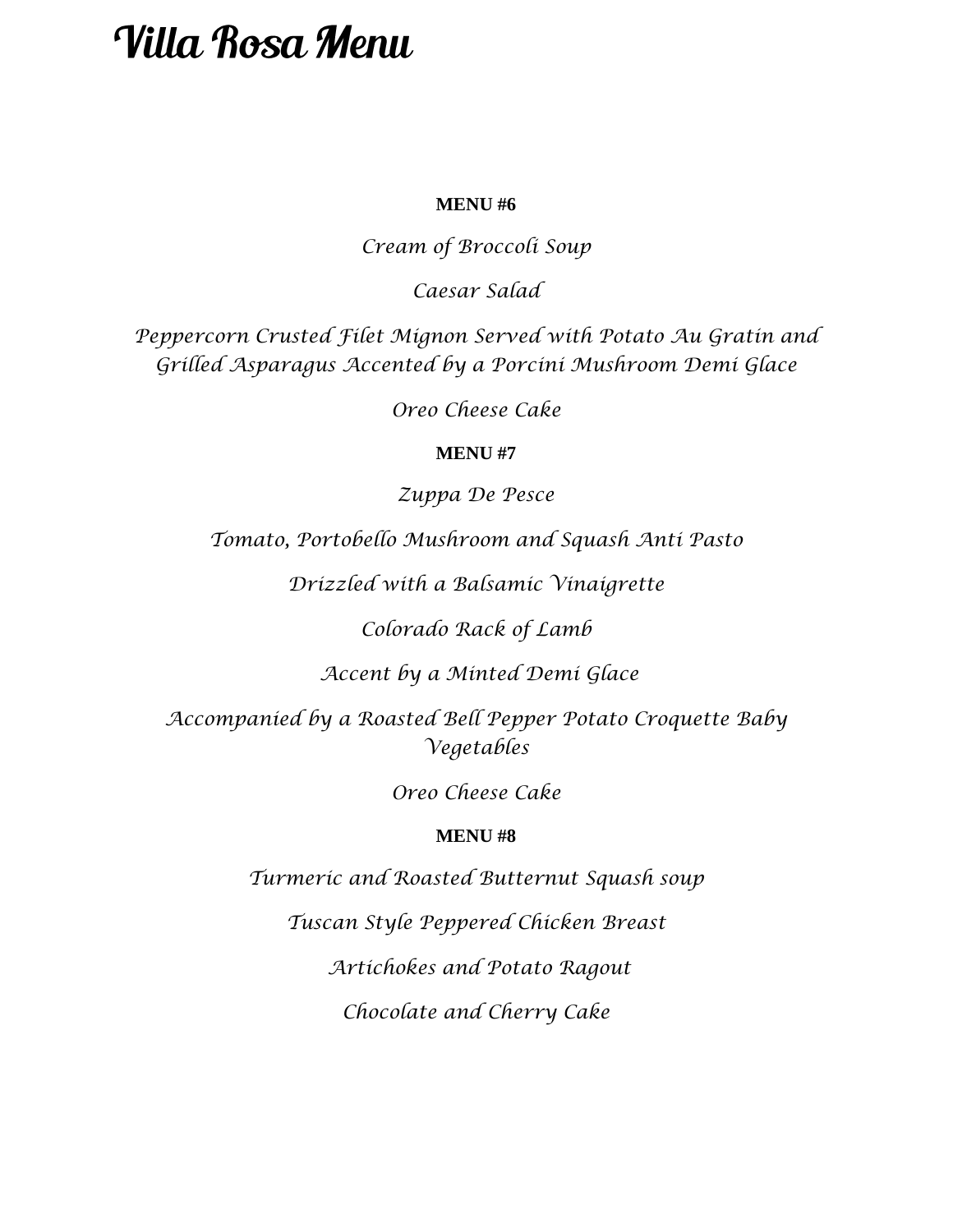# Villa Rosa Menu

**MENU #6**

*Cream of Broccoli Soup*

*Caesar Salad*

*Peppercorn Crusted Filet Mignon Served with Potato Au Gratin and Grilled Asparagus Accented by a Porcini Mushroom Demi Glace*

*Oreo Cheese Cake*

**MENU #7**

*Zuppa De Pesce*

*Tomato, Portobello Mushroom and Squash Anti Pasto*

*Drizzled with a Balsamic Vinaigrette*

*Colorado Rack of Lamb*

*Accent by a Minted Demi Glace*

*Accompanied by a Roasted Bell Pepper Potato Croquette Baby Vegetables*

*Oreo Cheese Cake*

**MENU #8**

*Turmeric and Roasted Butternut Squash soup*

*Tuscan Style Peppered Chicken Breast*

*Artichokes and Potato Ragout*

*Chocolate and Cherry Cake*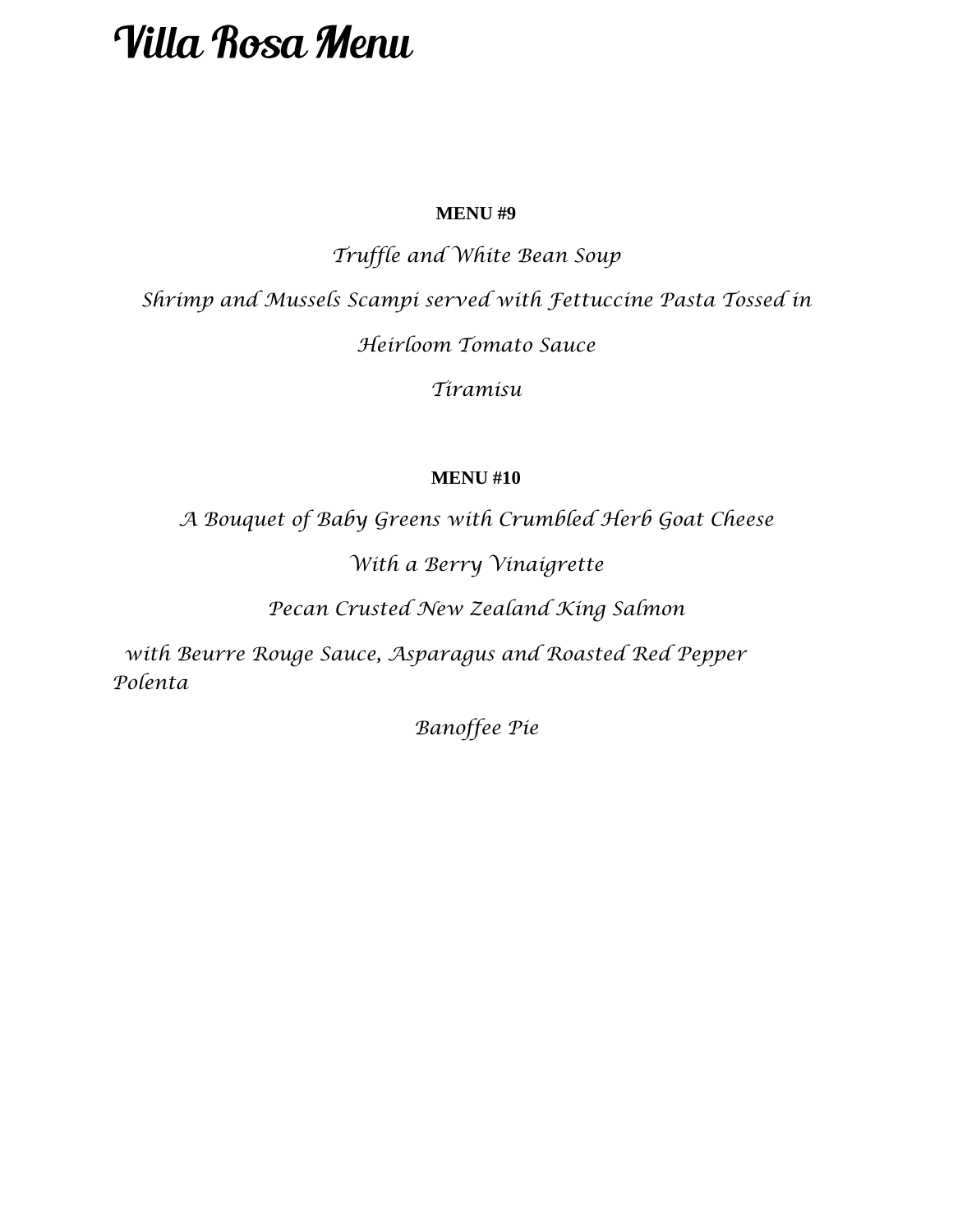# Villa Rosa Menu

**MENU #9**

*Truffle and White Bean Soup*

*Shrimp and Mussels Scampi served with Fettuccine Pasta Tossed in Heirloom Tomato Sauce*

*Tiramisu*

**MENU #10**

*A Bouquet of Baby Greens with Crumbled Herb Goat Cheese With a Berry Vinaigrette*

*Pecan Crusted New Zealand King Salmon*

*with Beurre Rouge Sauce, Asparagus and Roasted Red Pepper Polenta*

*Banoffee Pie*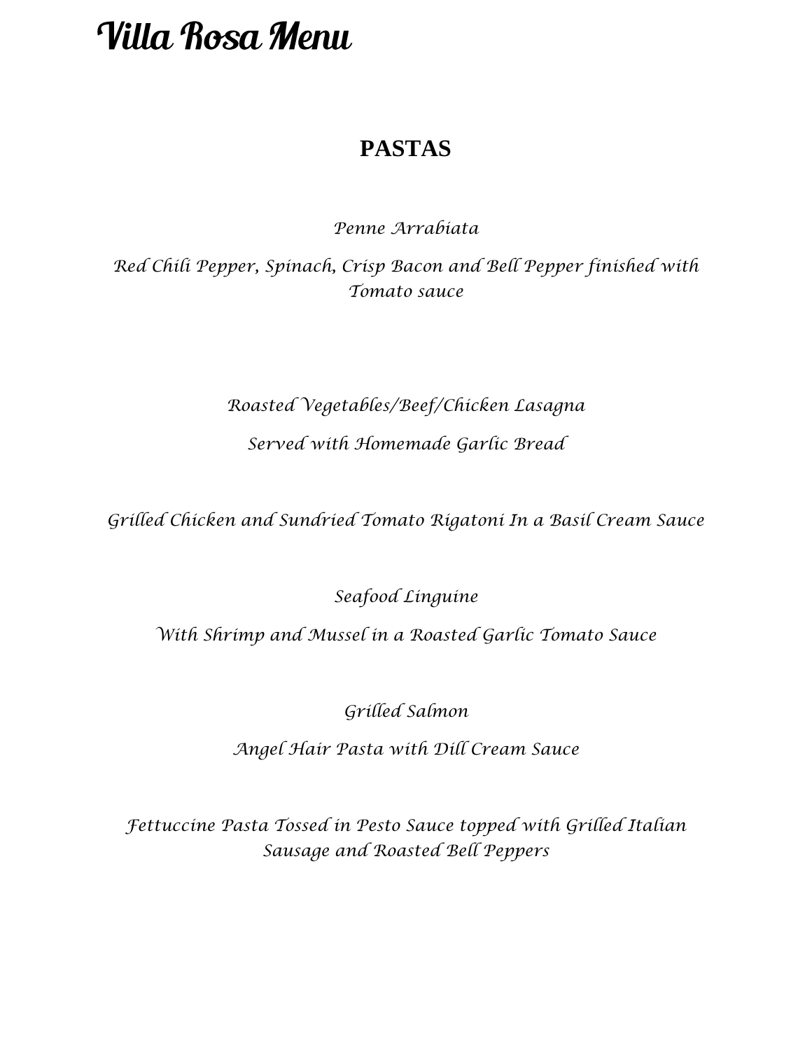# Villa Rosa Menu

## PASTAS

*Penne Arrabiata*

*Red Chili Pepper, Spinach, Crisp Bacon and Bell Pepper finished with Tomato sauce*

*Roasted Vegetables/Beef/Chicken Lasagna*

*Served with Homemade Garlic Bread*

*Grilled Chicken and Sundried Tomato Rigatoni In a Basil Cream Sauce*

*Seafood Linguine*

*With Shrimp and Mussel in a Roasted Garlic Tomato Sauce*

*Grilled Salmon*

*Angel Hair Pasta with Dill Cream Sauce*

*Fettuccine Pasta Tossed in Pesto Sauce topped with Grilled Italian Sausage and Roasted Bell Peppers*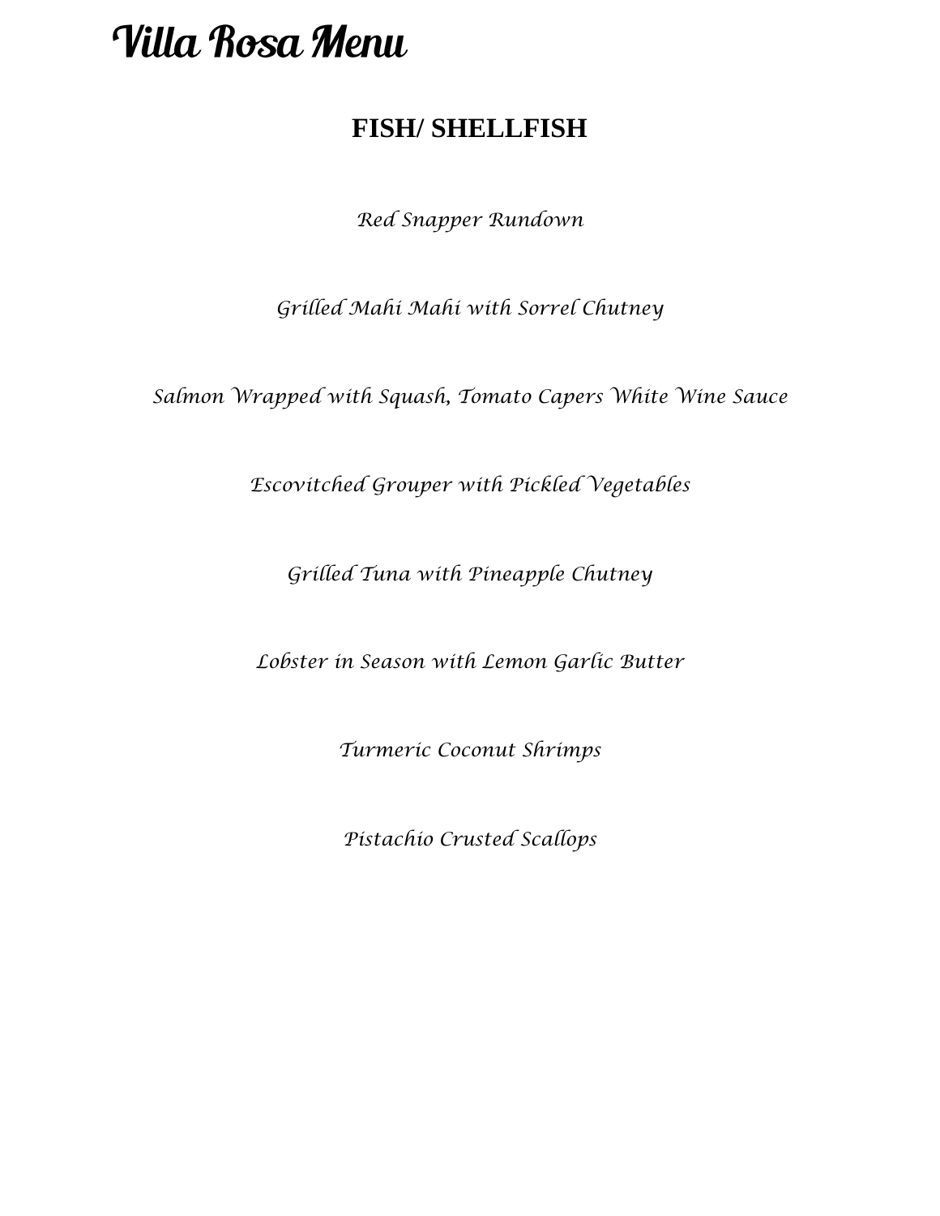# Villa Rosa Menu

## FISH/ SHELLFISH

*Red Snapper Rundown*

*Grilled Mahi Mahi with Sorrel Chutney*

*Salmon Wrapped with Squash, Tomato Capers White Wine Sauce*

*Escovitched Grouper with Pickled Vegetables*

*Grilled Tuna with Pineapple Chutney*

*Lobster in Season with Lemon Garlic Butter*

*Turmeric Coconut Shrimps*

*Pistachio Crusted Scallops*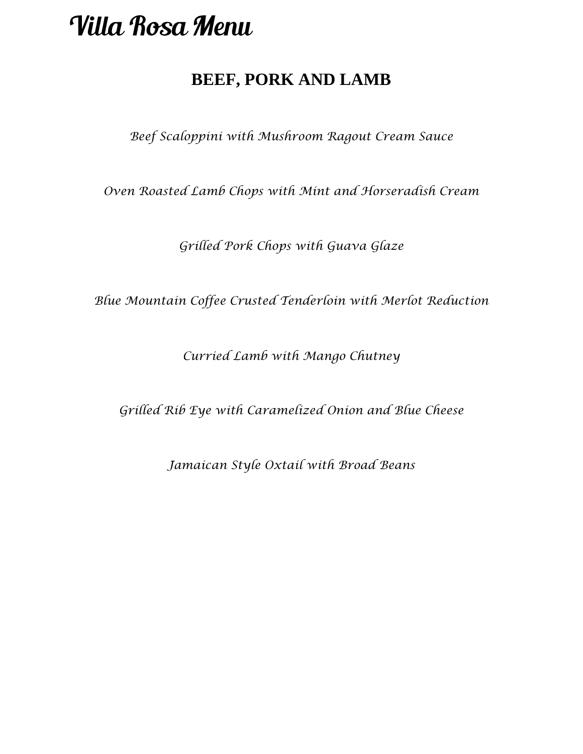# Villa Rosa Menu

## BEEF, PORK AND LAMB

*Beef Scaloppini with Mushroom Ragout Cream Sauce*

*Oven Roasted Lamb Chops with Mint and Horseradish Cream*

*Grilled Pork Chops with Guava Glaze*

*Blue Mountain Coffee Crusted Tenderloin with Merlot Reduction*

*Curried Lamb with Mango Chutney*

*Grilled Rib Eye with Caramelized Onion and Blue Cheese*

*Jamaican Style Oxtail with Broad Beans*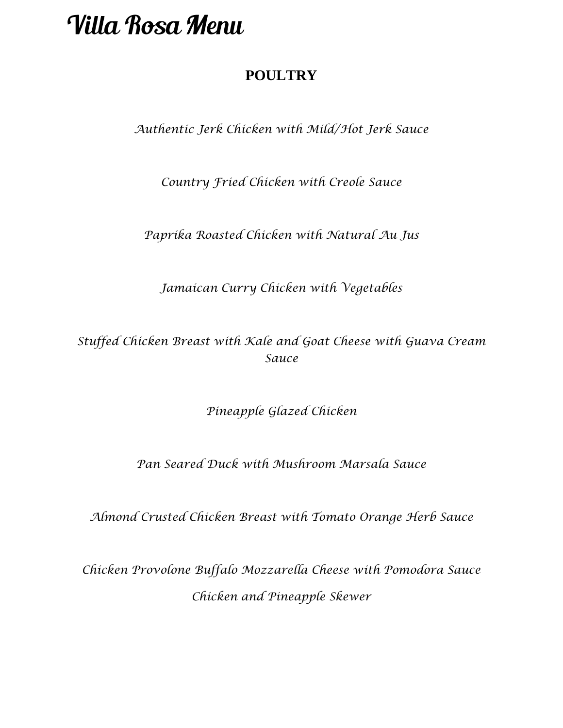# Villa Rosa Menu

## POULTRY

*Authentic Jerk Chicken with Mild/Hot Jerk Sauce*

*Country Fried Chicken with Creole Sauce*

*Paprika Roasted Chicken with Natural Au Jus*

*Jamaican Curry Chicken with Vegetables*

*Stuffed Chicken Breast with Kale and Goat Cheese with Guava Cream Sauce*

*Pineapple Glazed Chicken*

*Pan Seared Duck with Mushroom Marsala Sauce*

*Almond Crusted Chicken Breast with Tomato Orange Herb Sauce*

*Chicken Provolone Buffalo Mozzarella Cheese with Pomodora Sauce*

*Chicken and Pineapple Skewer*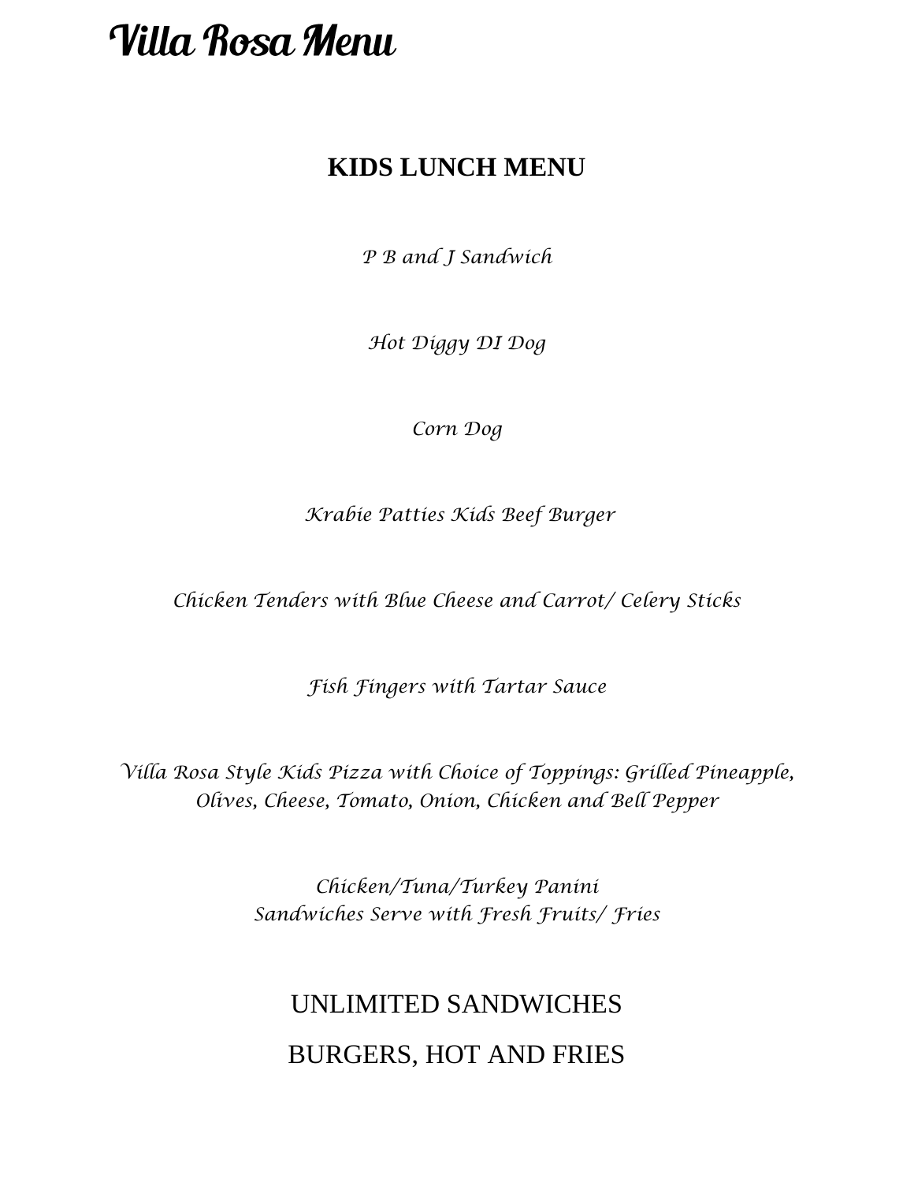# Villa Rosa Menu

## KIDS LUNCH MENU

*P B and J Sandwich*

*Hot Diggy DI Dog*

*Corn Dog*

*Krabie Patties Kids Beef Burger*

*Chicken Tenders with Blue Cheese and Carrot/ Celery Sticks*

*Fish Fingers with Tartar Sauce*

*Villa Rosa Style Kids Pizza with Choice of Toppings: Grilled Pineapple, Olives, Cheese, Tomato, Onion, Chicken and Bell Pepper*

*Chicken/Tuna/Turkey Panini*
*Sandwiches Serve with Fresh Fruits/ Fries*

UNLIMITED SANDWICHES

BURGERS, HOT AND FRIES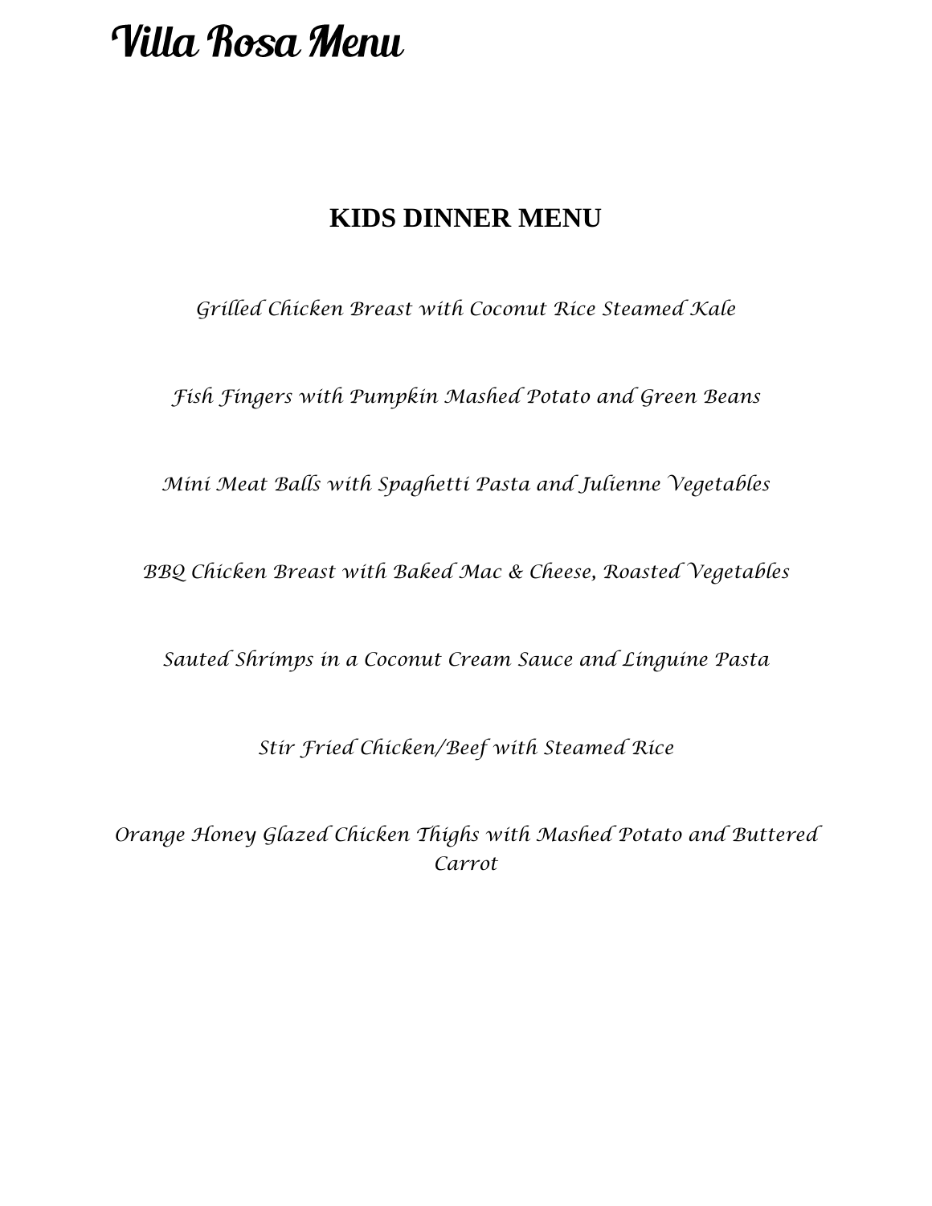# Villa Rosa Menu

## KIDS DINNER MENU

*Grilled Chicken Breast with Coconut Rice Steamed Kale*

*Fish Fingers with Pumpkin Mashed Potato and Green Beans*

*Mini Meat Balls with Spaghetti Pasta and Julienne Vegetables*

*BBQ Chicken Breast with Baked Mac & Cheese, Roasted Vegetables*

*Sauted Shrimps in a Coconut Cream Sauce and Linguine Pasta*

*Stir Fried Chicken/Beef with Steamed Rice*

*Orange Honey Glazed Chicken Thighs with Mashed Potato and Buttered Carrot*